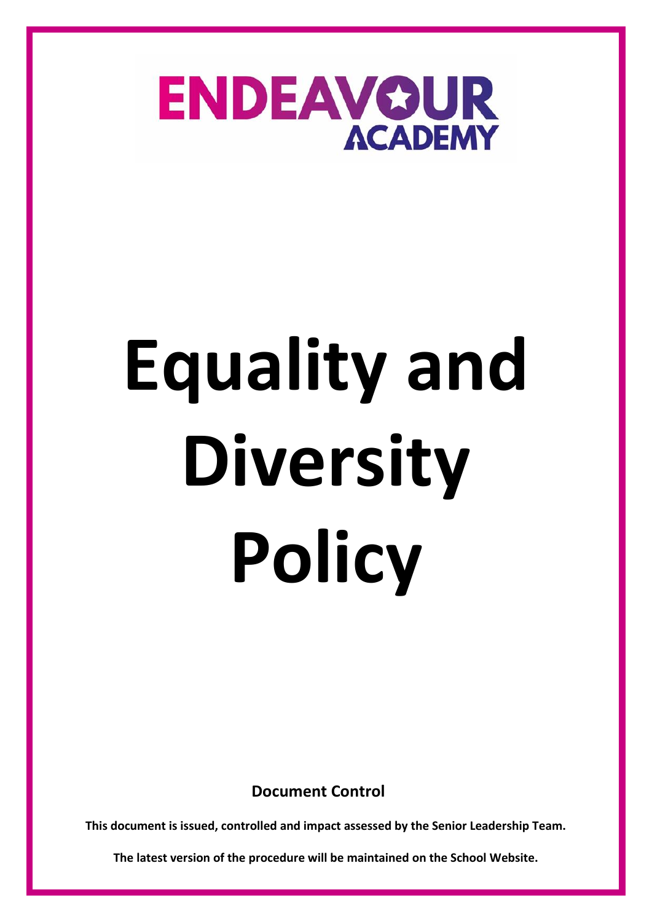ENDEAVOUR ACADEMY

# Equality and Diversity Policy

**Document Control**

**This document is issued, controlled and impact assessed by the Senior Leadership Team.**

**The latest version of the procedure will be maintained on the School Website.**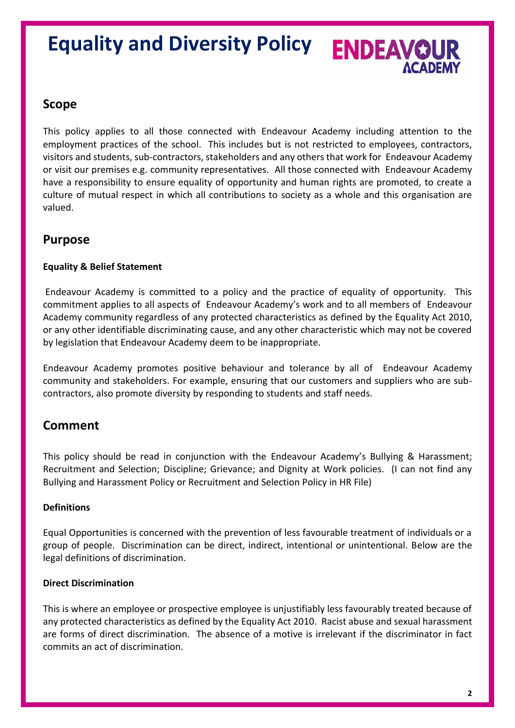# Equality and Diversity Policy

## Scope

This policy applies to all those connected with Endeavour Academy including attention to the employment practices of the school. This includes but is not restricted to employees, contractors, visitors and students, sub-contractors, stakeholders and any others that work for Endeavour Academy or visit our premises e.g. community representatives. All those connected with Endeavour Academy have a responsibility to ensure equality of opportunity and human rights are promoted, to create a culture of mutual respect in which all contributions to society as a whole and this organisation are valued.

## Purpose

**Equality & Belief Statement**

Endeavour Academy is committed to a policy and the practice of equality of opportunity. This commitment applies to all aspects of Endeavour Academy's work and to all members of Endeavour Academy community regardless of any protected characteristics as defined by the Equality Act 2010, or any other identifiable discriminating cause, and any other characteristic which may not be covered by legislation that Endeavour Academy deem to be inappropriate.

Endeavour Academy promotes positive behaviour and tolerance by all of Endeavour Academy community and stakeholders. For example, ensuring that our customers and suppliers who are sub-contractors, also promote diversity by responding to students and staff needs.

## Comment

This policy should be read in conjunction with the Endeavour Academy's Bullying & Harassment; Recruitment and Selection; Discipline; Grievance; and Dignity at Work policies. (I can not find any Bullying and Harassment Policy or Recruitment and Selection Policy in HR File)

**Definitions**

Equal Opportunities is concerned with the prevention of less favourable treatment of individuals or a group of people. Discrimination can be direct, indirect, intentional or unintentional. Below are the legal definitions of discrimination.

**Direct Discrimination**

This is where an employee or prospective employee is unjustifiably less favourably treated because of any protected characteristics as defined by the Equality Act 2010. Racist abuse and sexual harassment are forms of direct discrimination. The absence of a motive is irrelevant if the discriminator in fact commits an act of discrimination.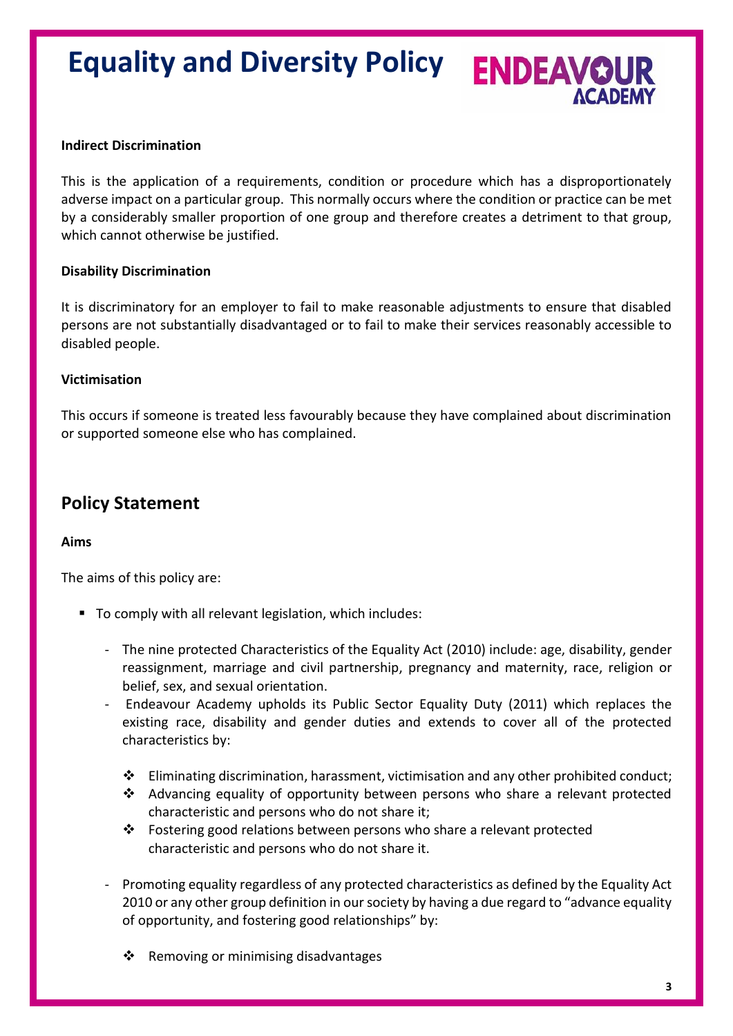#### Indirect Discrimination

This is the application of a requirements, condition or procedure which has a disproportionately adverse impact on a particular group. This normally occurs where the condition or practice can be met by a considerably smaller proportion of one group and therefore creates a detriment to that group, which cannot otherwise be justified.

#### Disability Discrimination

It is discriminatory for an employer to fail to make reasonable adjustments to ensure that disabled persons are not substantially disadvantaged or to fail to make their services reasonably accessible to disabled people.

#### Victimisation

This occurs if someone is treated less favourably because they have complained about discrimination or supported someone else who has complained.

## Policy Statement

#### Aims

The aims of this policy are:

- To comply with all relevant legislation, which includes:
  - The nine protected Characteristics of the Equality Act (2010) include: age, disability, gender reassignment, marriage and civil partnership, pregnancy and maternity, race, religion or belief, sex, and sexual orientation.
  - Endeavour Academy upholds its Public Sector Equality Duty (2011) which replaces the existing race, disability and gender duties and extends to cover all of the protected characteristics by:
    - Eliminating discrimination, harassment, victimisation and any other prohibited conduct;
    - Advancing equality of opportunity between persons who share a relevant protected characteristic and persons who do not share it;
    - Fostering good relations between persons who share a relevant protected characteristic and persons who do not share it.
  - Promoting equality regardless of any protected characteristics as defined by the Equality Act 2010 or any other group definition in our society by having a due regard to "advance equality of opportunity, and fostering good relationships" by:
    - Removing or minimising disadvantages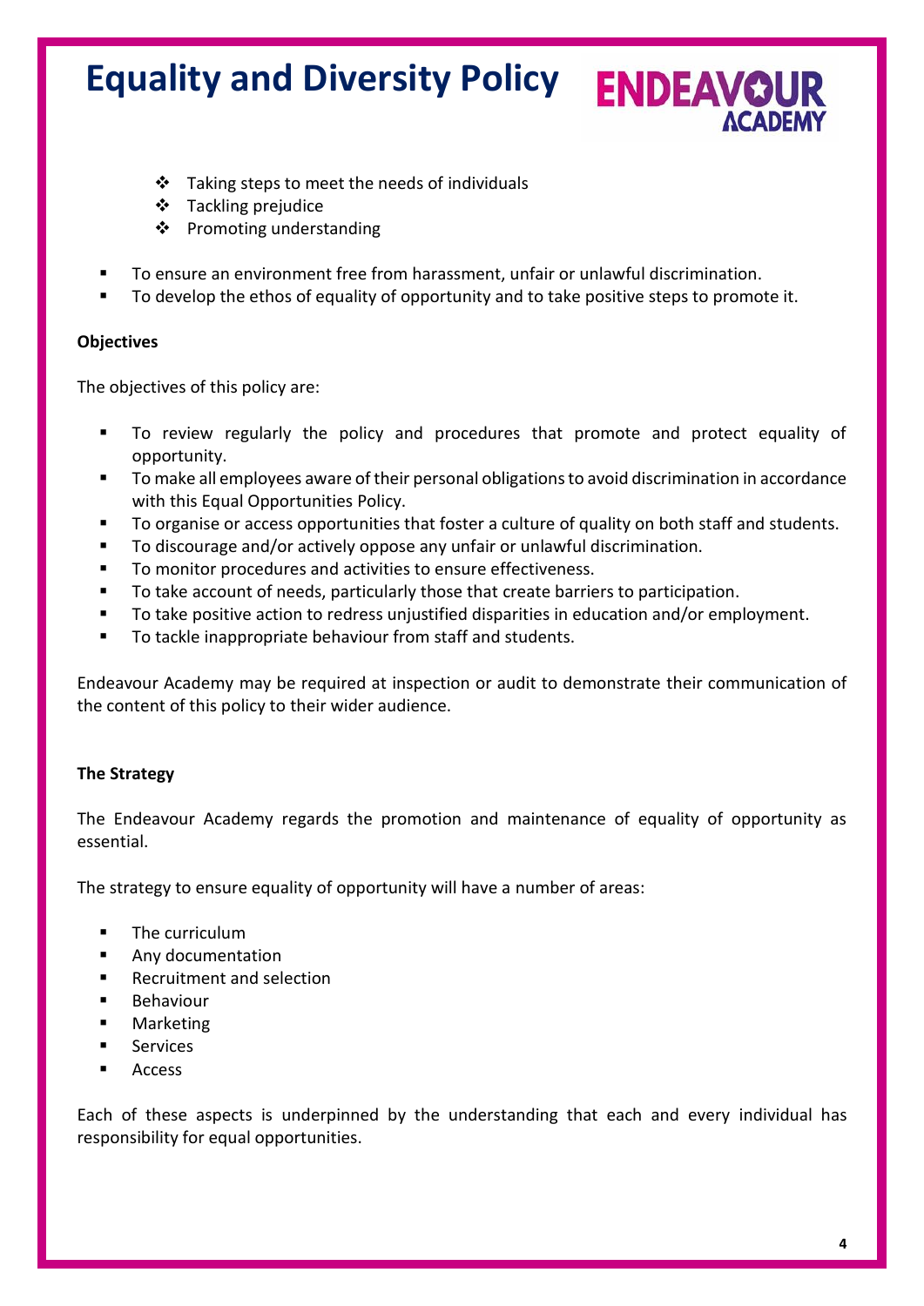- Taking steps to meet the needs of individuals
  - Tackling prejudice
  - Promoting understanding

- To ensure an environment free from harassment, unfair or unlawful discrimination.
- To develop the ethos of equality of opportunity and to take positive steps to promote it.

**Objectives**

The objectives of this policy are:

- To review regularly the policy and procedures that promote and protect equality of opportunity.
- To make all employees aware of their personal obligations to avoid discrimination in accordance with this Equal Opportunities Policy.
- To organise or access opportunities that foster a culture of quality on both staff and students.
- To discourage and/or actively oppose any unfair or unlawful discrimination.
- To monitor procedures and activities to ensure effectiveness.
- To take account of needs, particularly those that create barriers to participation.
- To take positive action to redress unjustified disparities in education and/or employment.
- To tackle inappropriate behaviour from staff and students.

Endeavour Academy may be required at inspection or audit to demonstrate their communication of the content of this policy to their wider audience.

**The Strategy**

The Endeavour Academy regards the promotion and maintenance of equality of opportunity as essential.

The strategy to ensure equality of opportunity will have a number of areas:

- The curriculum
- Any documentation
- Recruitment and selection
- Behaviour
- Marketing
- Services
- Access

Each of these aspects is underpinned by the understanding that each and every individual has responsibility for equal opportunities.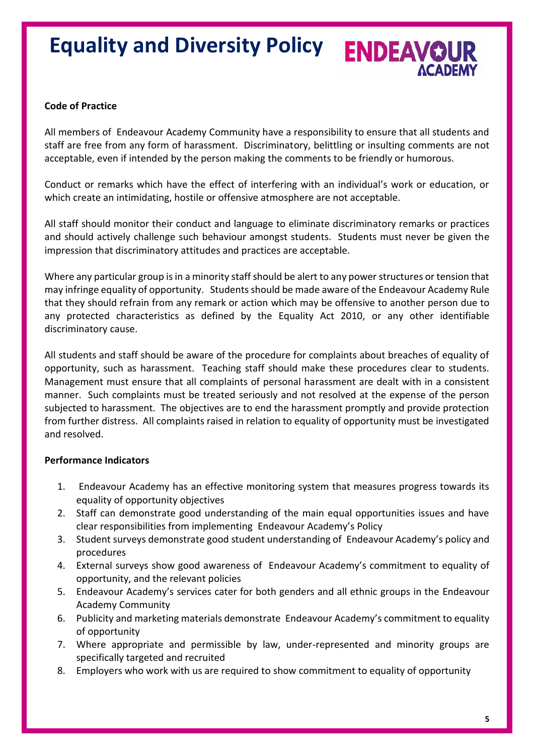# Equality and Diversity Policy

**Code of Practice**

All members of Endeavour Academy Community have a responsibility to ensure that all students and staff are free from any form of harassment. Discriminatory, belittling or insulting comments are not acceptable, even if intended by the person making the comments to be friendly or humorous.

Conduct or remarks which have the effect of interfering with an individual's work or education, or which create an intimidating, hostile or offensive atmosphere are not acceptable.

All staff should monitor their conduct and language to eliminate discriminatory remarks or practices and should actively challenge such behaviour amongst students. Students must never be given the impression that discriminatory attitudes and practices are acceptable.

Where any particular group is in a minority staff should be alert to any power structures or tension that may infringe equality of opportunity. Students should be made aware of the Endeavour Academy Rule that they should refrain from any remark or action which may be offensive to another person due to any protected characteristics as defined by the Equality Act 2010, or any other identifiable discriminatory cause.

All students and staff should be aware of the procedure for complaints about breaches of equality of opportunity, such as harassment. Teaching staff should make these procedures clear to students. Management must ensure that all complaints of personal harassment are dealt with in a consistent manner. Such complaints must be treated seriously and not resolved at the expense of the person subjected to harassment. The objectives are to end the harassment promptly and provide protection from further distress. All complaints raised in relation to equality of opportunity must be investigated and resolved.

**Performance Indicators**

1. Endeavour Academy has an effective monitoring system that measures progress towards its equality of opportunity objectives
2. Staff can demonstrate good understanding of the main equal opportunities issues and have clear responsibilities from implementing Endeavour Academy's Policy
3. Student surveys demonstrate good student understanding of Endeavour Academy's policy and procedures
4. External surveys show good awareness of Endeavour Academy's commitment to equality of opportunity, and the relevant policies
5. Endeavour Academy's services cater for both genders and all ethnic groups in the Endeavour Academy Community
6. Publicity and marketing materials demonstrate Endeavour Academy's commitment to equality of opportunity
7. Where appropriate and permissible by law, under-represented and minority groups are specifically targeted and recruited
8. Employers who work with us are required to show commitment to equality of opportunity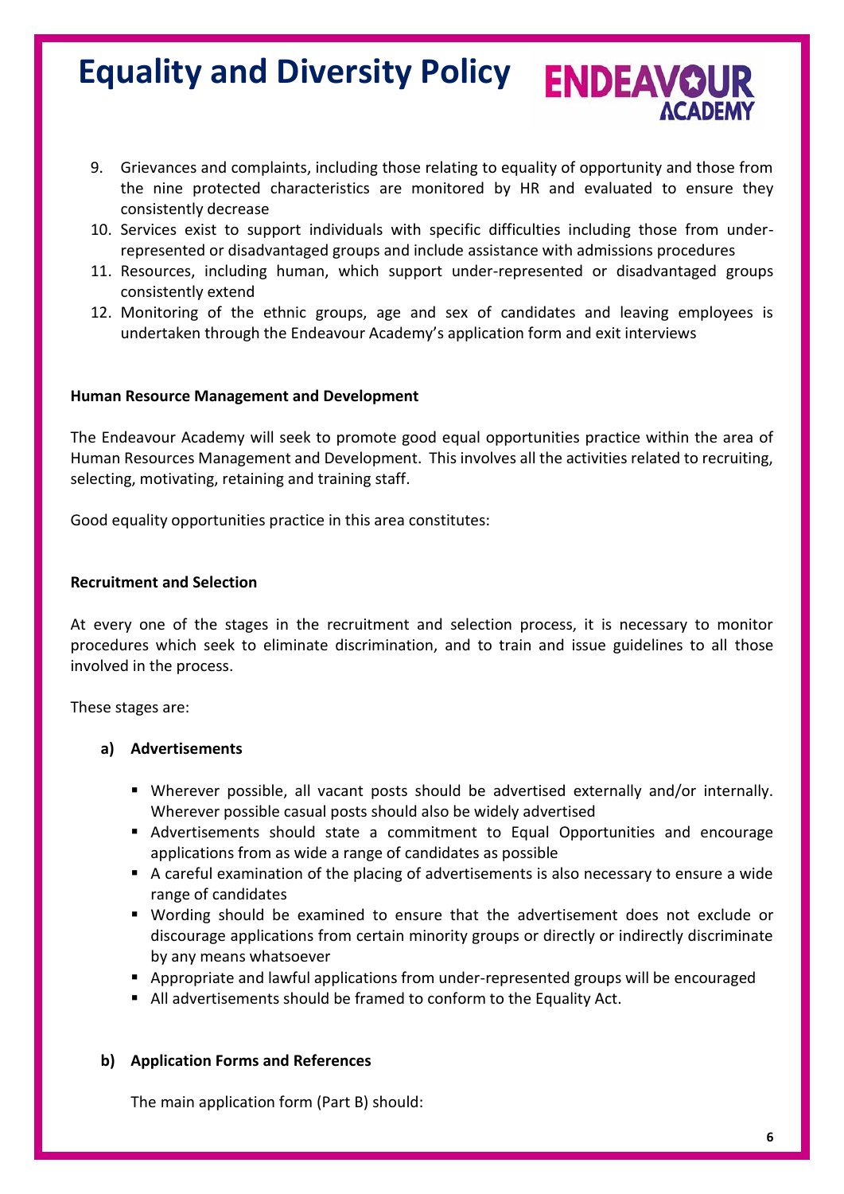9. Grievances and complaints, including those relating to equality of opportunity and those from the nine protected characteristics are monitored by HR and evaluated to ensure they consistently decrease
10. Services exist to support individuals with specific difficulties including those from under-represented or disadvantaged groups and include assistance with admissions procedures
11. Resources, including human, which support under-represented or disadvantaged groups consistently extend
12. Monitoring of the ethnic groups, age and sex of candidates and leaving employees is undertaken through the Endeavour Academy's application form and exit interviews

**Human Resource Management and Development**

The Endeavour Academy will seek to promote good equal opportunities practice within the area of Human Resources Management and Development. This involves all the activities related to recruiting, selecting, motivating, retaining and training staff.

Good equality opportunities practice in this area constitutes:

**Recruitment and Selection**

At every one of the stages in the recruitment and selection process, it is necessary to monitor procedures which seek to eliminate discrimination, and to train and issue guidelines to all those involved in the process.

These stages are:

**a) Advertisements**

- Wherever possible, all vacant posts should be advertised externally and/or internally. Wherever possible casual posts should also be widely advertised
- Advertisements should state a commitment to Equal Opportunities and encourage applications from as wide a range of candidates as possible
- A careful examination of the placing of advertisements is also necessary to ensure a wide range of candidates
- Wording should be examined to ensure that the advertisement does not exclude or discourage applications from certain minority groups or directly or indirectly discriminate by any means whatsoever
- Appropriate and lawful applications from under-represented groups will be encouraged
- All advertisements should be framed to conform to the Equality Act.

**b) Application Forms and References**

The main application form (Part B) should: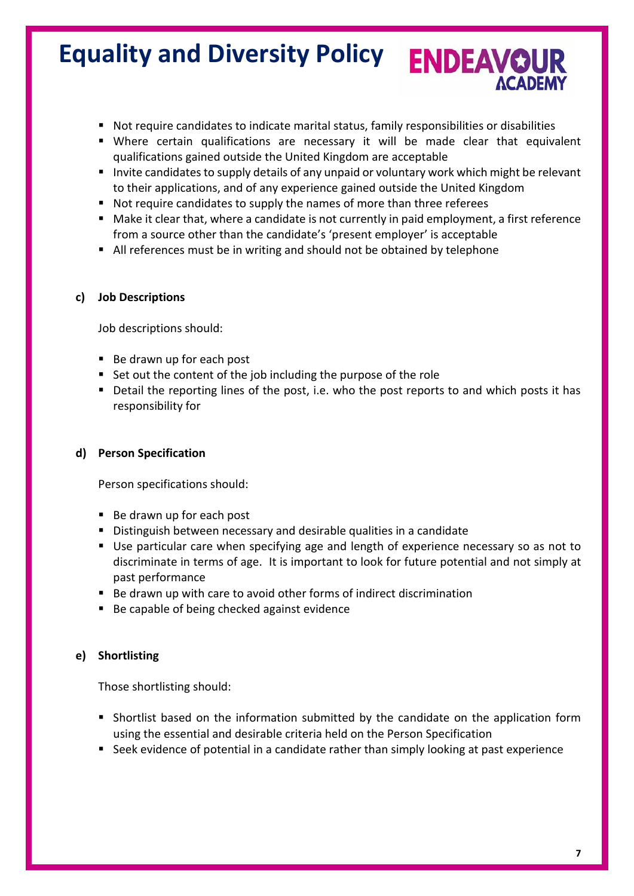- Not require candidates to indicate marital status, family responsibilities or disabilities
- Where certain qualifications are necessary it will be made clear that equivalent qualifications gained outside the United Kingdom are acceptable
- Invite candidates to supply details of any unpaid or voluntary work which might be relevant to their applications, and of any experience gained outside the United Kingdom
- Not require candidates to supply the names of more than three referees
- Make it clear that, where a candidate is not currently in paid employment, a first reference from a source other than the candidate's 'present employer' is acceptable
- All references must be in writing and should not be obtained by telephone

**c) Job Descriptions**

Job descriptions should:

- Be drawn up for each post
- Set out the content of the job including the purpose of the role
- Detail the reporting lines of the post, i.e. who the post reports to and which posts it has responsibility for

**d) Person Specification**

Person specifications should:

- Be drawn up for each post
- Distinguish between necessary and desirable qualities in a candidate
- Use particular care when specifying age and length of experience necessary so as not to discriminate in terms of age. It is important to look for future potential and not simply at past performance
- Be drawn up with care to avoid other forms of indirect discrimination
- Be capable of being checked against evidence

**e) Shortlisting**

Those shortlisting should:

- Shortlist based on the information submitted by the candidate on the application form using the essential and desirable criteria held on the Person Specification
- Seek evidence of potential in a candidate rather than simply looking at past experience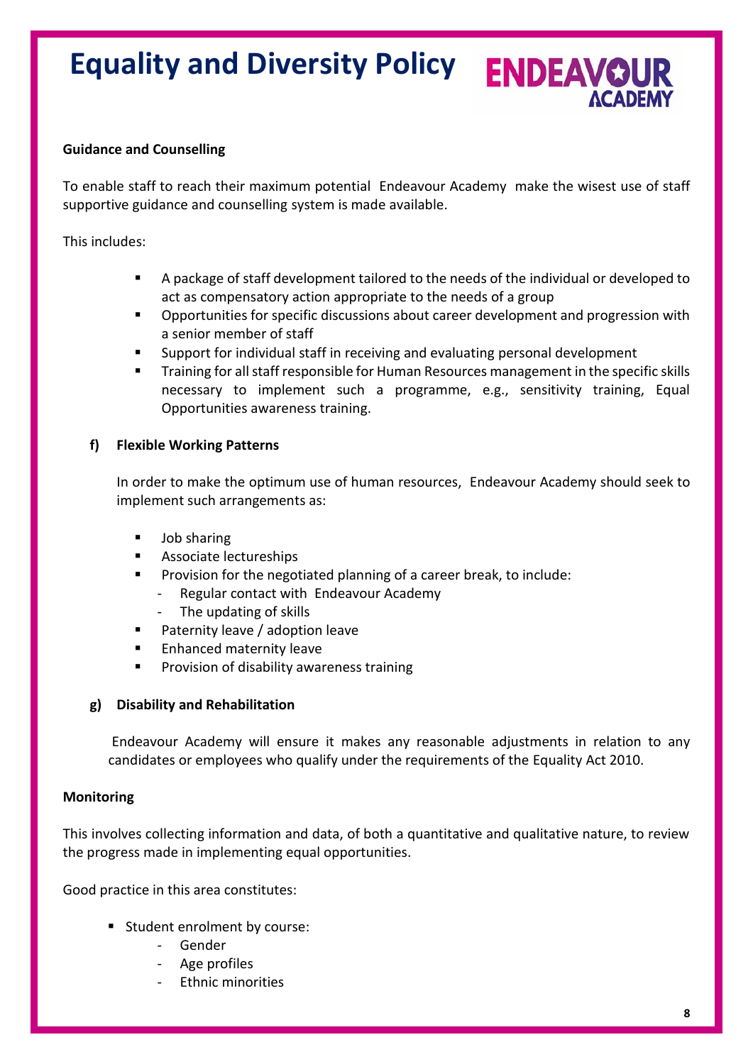**Guidance and Counselling**

To enable staff to reach their maximum potential Endeavour Academy make the wisest use of staff supportive guidance and counselling system is made available.

This includes:

- A package of staff development tailored to the needs of the individual or developed to act as compensatory action appropriate to the needs of a group
- Opportunities for specific discussions about career development and progression with a senior member of staff
- Support for individual staff in receiving and evaluating personal development
- Training for all staff responsible for Human Resources management in the specific skills necessary to implement such a programme, e.g., sensitivity training, Equal Opportunities awareness training.

**f) Flexible Working Patterns**

In order to make the optimum use of human resources, Endeavour Academy should seek to implement such arrangements as:

- Job sharing
- Associate lectureships
- Provision for the negotiated planning of a career break, to include:
  - Regular contact with Endeavour Academy
  - The updating of skills
- Paternity leave / adoption leave
- Enhanced maternity leave
- Provision of disability awareness training

**g) Disability and Rehabilitation**

Endeavour Academy will ensure it makes any reasonable adjustments in relation to any candidates or employees who qualify under the requirements of the Equality Act 2010.

**Monitoring**

This involves collecting information and data, of both a quantitative and qualitative nature, to review the progress made in implementing equal opportunities.

Good practice in this area constitutes:

- Student enrolment by course:
  - Gender
  - Age profiles
  - Ethnic minorities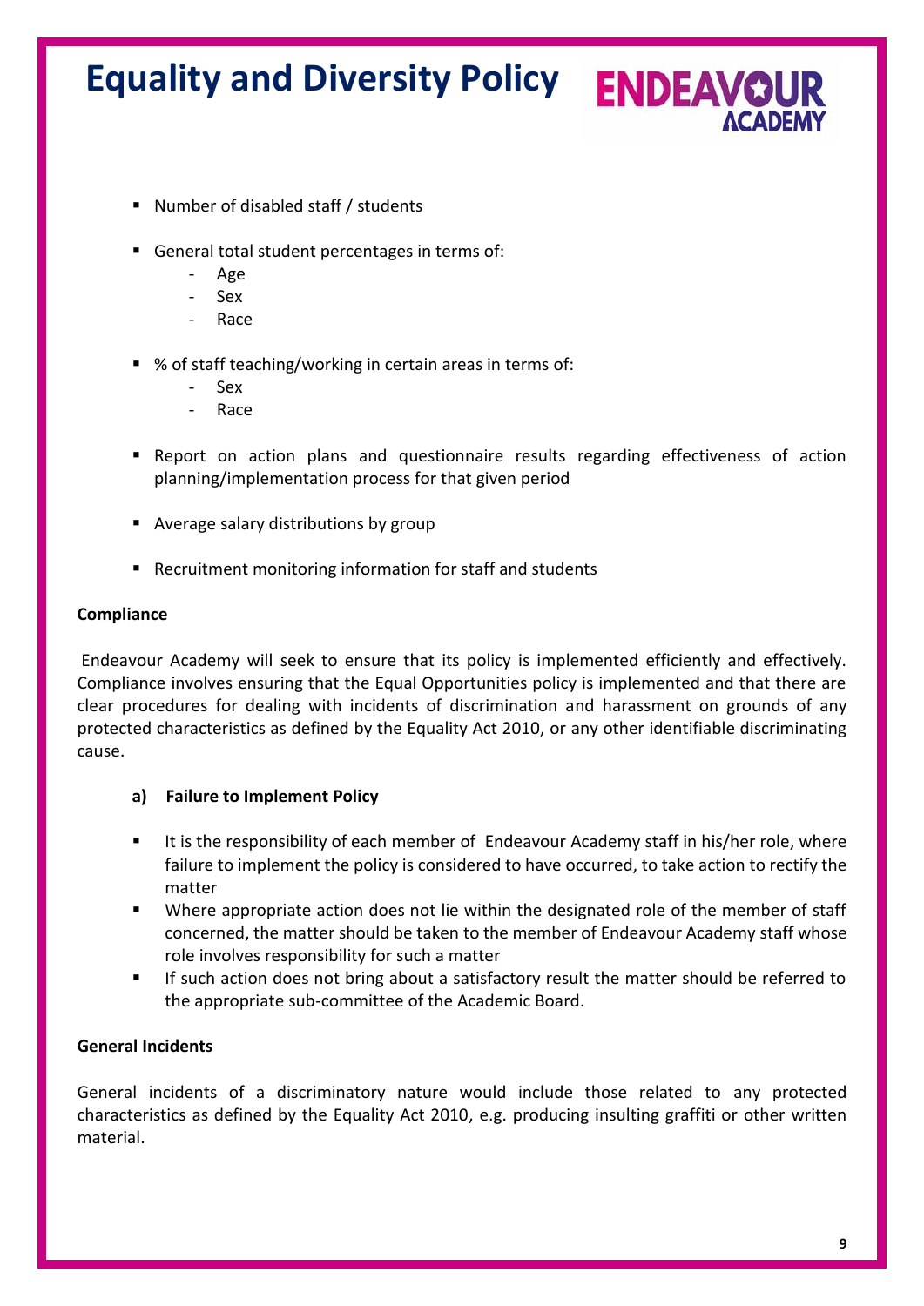- Number of disabled staff / students

- General total student percentages in terms of:
  - Age
  - Sex
  - Race

- % of staff teaching/working in certain areas in terms of:
  - Sex
  - Race

- Report on action plans and questionnaire results regarding effectiveness of action planning/implementation process for that given period

- Average salary distributions by group

- Recruitment monitoring information for staff and students

**Compliance**

Endeavour Academy will seek to ensure that its policy is implemented efficiently and effectively. Compliance involves ensuring that the Equal Opportunities policy is implemented and that there are clear procedures for dealing with incidents of discrimination and harassment on grounds of any protected characteristics as defined by the Equality Act 2010, or any other identifiable discriminating cause.

**a) Failure to Implement Policy**

- It is the responsibility of each member of Endeavour Academy staff in his/her role, where failure to implement the policy is considered to have occurred, to take action to rectify the matter
- Where appropriate action does not lie within the designated role of the member of staff concerned, the matter should be taken to the member of Endeavour Academy staff whose role involves responsibility for such a matter
- If such action does not bring about a satisfactory result the matter should be referred to the appropriate sub-committee of the Academic Board.

**General Incidents**

General incidents of a discriminatory nature would include those related to any protected characteristics as defined by the Equality Act 2010, e.g. producing insulting graffiti or other written material.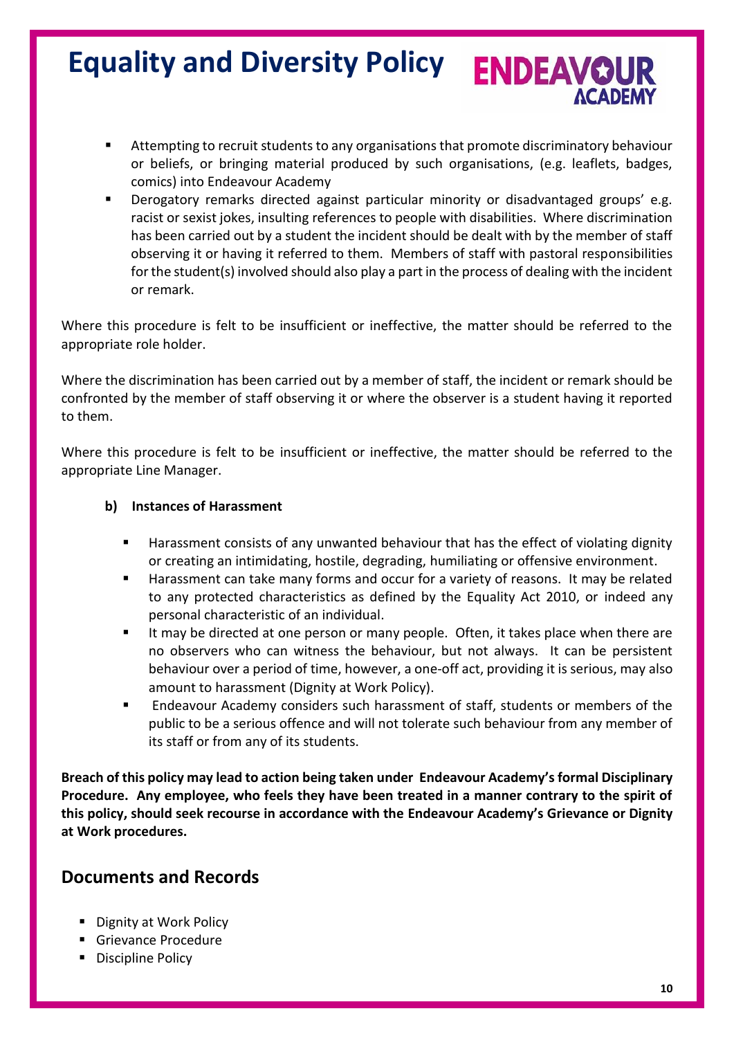- Attempting to recruit students to any organisations that promote discriminatory behaviour or beliefs, or bringing material produced by such organisations, (e.g. leaflets, badges, comics) into Endeavour Academy
- Derogatory remarks directed against particular minority or disadvantaged groups' e.g. racist or sexist jokes, insulting references to people with disabilities. Where discrimination has been carried out by a student the incident should be dealt with by the member of staff observing it or having it referred to them. Members of staff with pastoral responsibilities for the student(s) involved should also play a part in the process of dealing with the incident or remark.

Where this procedure is felt to be insufficient or ineffective, the matter should be referred to the appropriate role holder.

Where the discrimination has been carried out by a member of staff, the incident or remark should be confronted by the member of staff observing it or where the observer is a student having it reported to them.

Where this procedure is felt to be insufficient or ineffective, the matter should be referred to the appropriate Line Manager.

**b) Instances of Harassment**

- Harassment consists of any unwanted behaviour that has the effect of violating dignity or creating an intimidating, hostile, degrading, humiliating or offensive environment.
- Harassment can take many forms and occur for a variety of reasons. It may be related to any protected characteristics as defined by the Equality Act 2010, or indeed any personal characteristic of an individual.
- It may be directed at one person or many people. Often, it takes place when there are no observers who can witness the behaviour, but not always. It can be persistent behaviour over a period of time, however, a one-off act, providing it is serious, may also amount to harassment (Dignity at Work Policy).
- Endeavour Academy considers such harassment of staff, students or members of the public to be a serious offence and will not tolerate such behaviour from any member of its staff or from any of its students.

**Breach of this policy may lead to action being taken under Endeavour Academy's formal Disciplinary Procedure. Any employee, who feels they have been treated in a manner contrary to the spirit of this policy, should seek recourse in accordance with the Endeavour Academy's Grievance or Dignity at Work procedures.**

## Documents and Records

- Dignity at Work Policy
- Grievance Procedure
- Discipline Policy